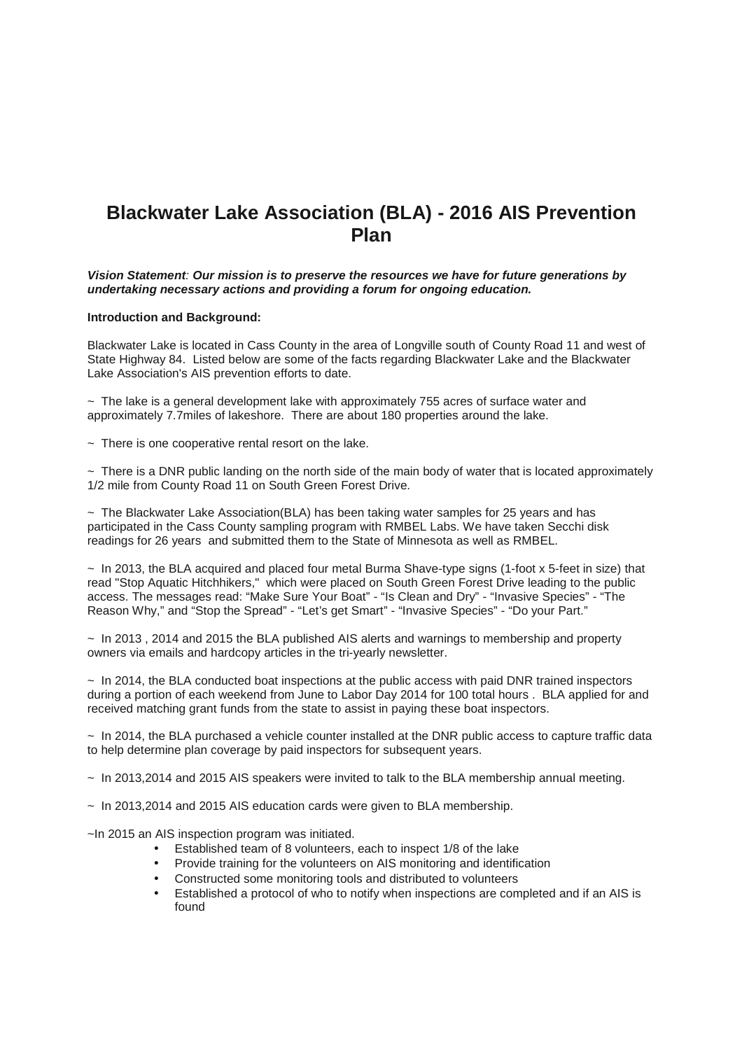# Blackwater Lake Association (BLA) - 2016 AIS Prevention Plan

***Vision Statement**: Our mission is to preserve the resources we have for future generations by undertaking necessary actions and providing a forum for ongoing education.*

**Introduction and Background:**

Blackwater Lake is located in Cass County in the area of Longville south of County Road 11 and west of State Highway 84. Listed below are some of the facts regarding Blackwater Lake and the Blackwater Lake Association's AIS prevention efforts to date.

~ The lake is a general development lake with approximately 755 acres of surface water and approximately 7.7miles of lakeshore. There are about 180 properties around the lake.

~ There is one cooperative rental resort on the lake.

~ There is a DNR public landing on the north side of the main body of water that is located approximately 1/2 mile from County Road 11 on South Green Forest Drive.

~ The Blackwater Lake Association(BLA) has been taking water samples for 25 years and has participated in the Cass County sampling program with RMBEL Labs. We have taken Secchi disk readings for 26 years and submitted them to the State of Minnesota as well as RMBEL.

~ In 2013, the BLA acquired and placed four metal Burma Shave-type signs (1-foot x 5-feet in size) that read "Stop Aquatic Hitchhikers," which were placed on South Green Forest Drive leading to the public access. The messages read: "Make Sure Your Boat" - "Is Clean and Dry" - "Invasive Species" - "The Reason Why," and "Stop the Spread" - "Let's get Smart" - "Invasive Species" - "Do your Part."

~ In 2013 , 2014 and 2015 the BLA published AIS alerts and warnings to membership and property owners via emails and hardcopy articles in the tri-yearly newsletter.

~ In 2014, the BLA conducted boat inspections at the public access with paid DNR trained inspectors during a portion of each weekend from June to Labor Day 2014 for 100 total hours . BLA applied for and received matching grant funds from the state to assist in paying these boat inspectors.

~ In 2014, the BLA purchased a vehicle counter installed at the DNR public access to capture traffic data to help determine plan coverage by paid inspectors for subsequent years.

~ In 2013,2014 and 2015 AIS speakers were invited to talk to the BLA membership annual meeting.

~ In 2013,2014 and 2015 AIS education cards were given to BLA membership.

~In 2015 an AIS inspection program was initiated.

- Established team of 8 volunteers, each to inspect 1/8 of the lake
- Provide training for the volunteers on AIS monitoring and identification
- Constructed some monitoring tools and distributed to volunteers
- Established a protocol of who to notify when inspections are completed and if an AIS is found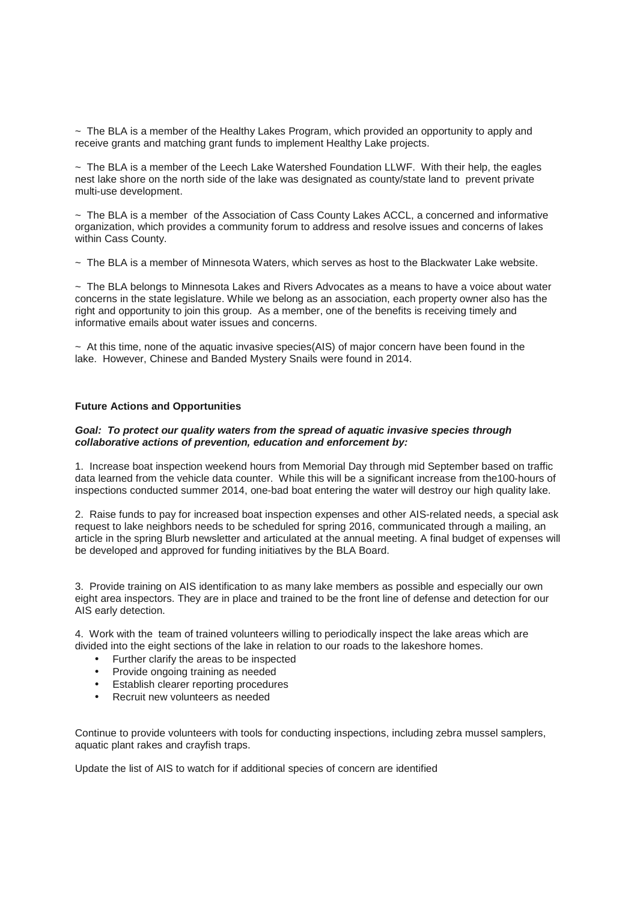~ The BLA is a member of the Healthy Lakes Program, which provided an opportunity to apply and receive grants and matching grant funds to implement Healthy Lake projects.

~ The BLA is a member of the Leech Lake Watershed Foundation LLWF. With their help, the eagles nest lake shore on the north side of the lake was designated as county/state land to prevent private multi-use development.

~ The BLA is a member of the Association of Cass County Lakes ACCL, a concerned and informative organization, which provides a community forum to address and resolve issues and concerns of lakes within Cass County.

~ The BLA is a member of Minnesota Waters, which serves as host to the Blackwater Lake website.

~ The BLA belongs to Minnesota Lakes and Rivers Advocates as a means to have a voice about water concerns in the state legislature. While we belong as an association, each property owner also has the right and opportunity to join this group. As a member, one of the benefits is receiving timely and informative emails about water issues and concerns.

~ At this time, none of the aquatic invasive species(AIS) of major concern have been found in the lake. However, Chinese and Banded Mystery Snails were found in 2014.

**Future Actions and Opportunities**

***Goal: To protect our quality waters from the spread of aquatic invasive species through collaborative actions of prevention, education and enforcement by:***

1. Increase boat inspection weekend hours from Memorial Day through mid September based on traffic data learned from the vehicle data counter. While this will be a significant increase from the100-hours of inspections conducted summer 2014, one-bad boat entering the water will destroy our high quality lake.

2. Raise funds to pay for increased boat inspection expenses and other AIS-related needs, a special ask request to lake neighbors needs to be scheduled for spring 2016, communicated through a mailing, an article in the spring Blurb newsletter and articulated at the annual meeting. A final budget of expenses will be developed and approved for funding initiatives by the BLA Board.

3. Provide training on AIS identification to as many lake members as possible and especially our own eight area inspectors. They are in place and trained to be the front line of defense and detection for our AIS early detection.

4. Work with the team of trained volunteers willing to periodically inspect the lake areas which are divided into the eight sections of the lake in relation to our roads to the lakeshore homes.
   - Further clarify the areas to be inspected
   - Provide ongoing training as needed
   - Establish clearer reporting procedures
   - Recruit new volunteers as needed

Continue to provide volunteers with tools for conducting inspections, including zebra mussel samplers, aquatic plant rakes and crayfish traps.

Update the list of AIS to watch for if additional species of concern are identified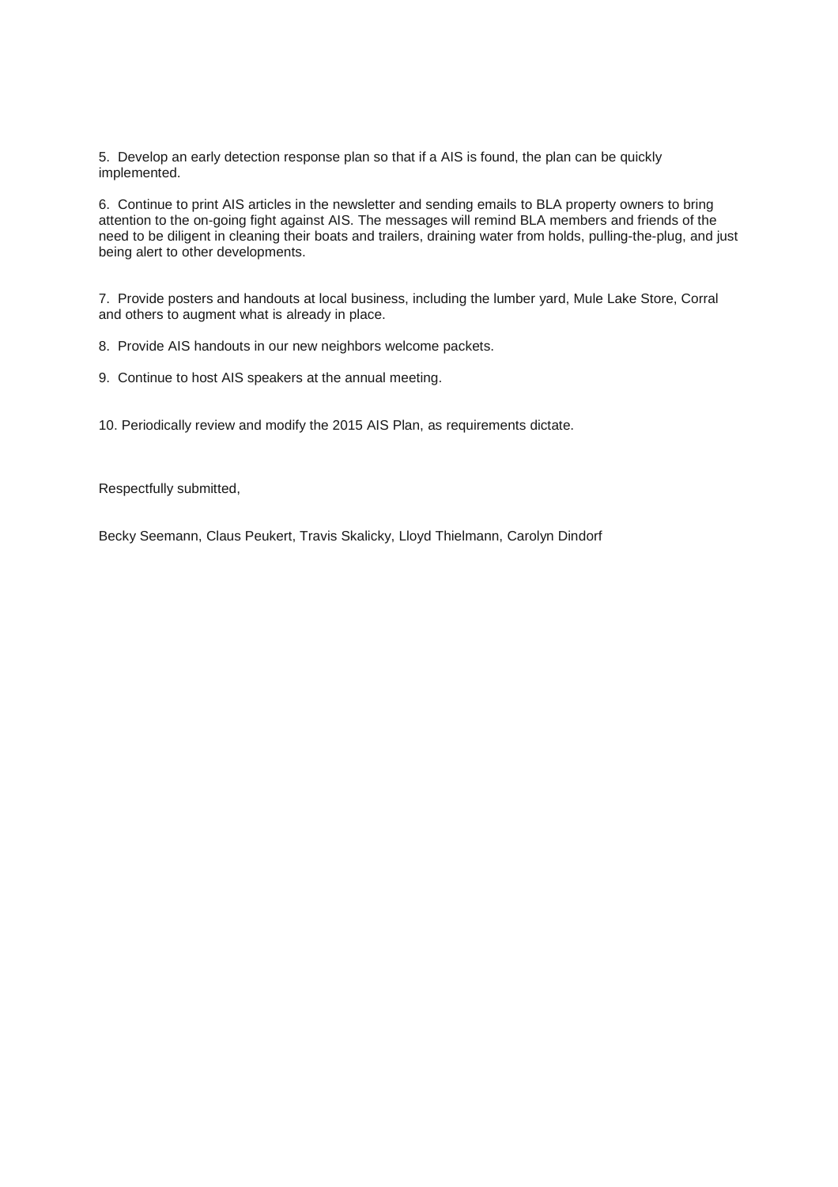5. Develop an early detection response plan so that if a AIS is found, the plan can be quickly implemented.

6. Continue to print AIS articles in the newsletter and sending emails to BLA property owners to bring attention to the on-going fight against AIS. The messages will remind BLA members and friends of the need to be diligent in cleaning their boats and trailers, draining water from holds, pulling-the-plug, and just being alert to other developments.

7. Provide posters and handouts at local business, including the lumber yard, Mule Lake Store, Corral and others to augment what is already in place.

8. Provide AIS handouts in our new neighbors welcome packets.

9. Continue to host AIS speakers at the annual meeting.

10. Periodically review and modify the 2015 AIS Plan, as requirements dictate.

Respectfully submitted,

Becky Seemann, Claus Peukert, Travis Skalicky, Lloyd Thielmann, Carolyn Dindorf